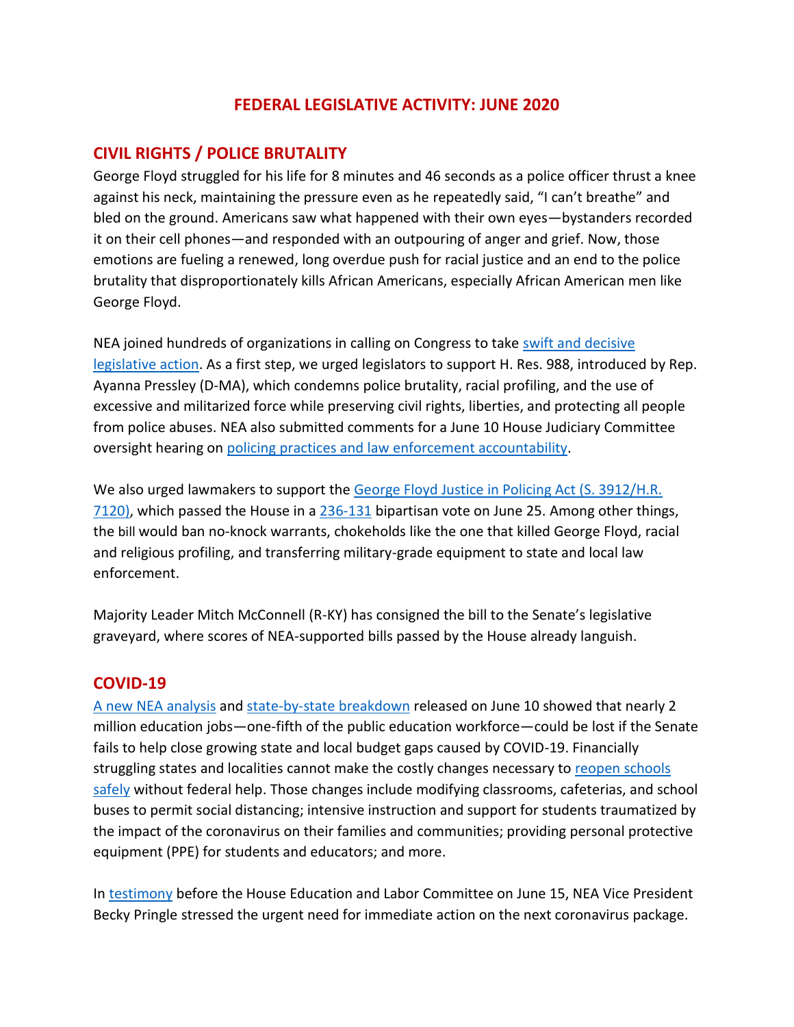# FEDERAL LEGISLATIVE ACTIVITY: JUNE 2020

## CIVIL RIGHTS / POLICE BRUTALITY

George Floyd struggled for his life for 8 minutes and 46 seconds as a police officer thrust a knee against his neck, maintaining the pressure even as he repeatedly said, "I can't breathe" and bled on the ground. Americans saw what happened with their own eyes—bystanders recorded it on their cell phones—and responded with an outpouring of anger and grief. Now, those emotions are fueling a renewed, long overdue push for racial justice and an end to the police brutality that disproportionately kills African Americans, especially African American men like George Floyd.

NEA joined hundreds of organizations in calling on Congress to take swift and decisive legislative action. As a first step, we urged legislators to support H. Res. 988, introduced by Rep. Ayanna Pressley (D-MA), which condemns police brutality, racial profiling, and the use of excessive and militarized force while preserving civil rights, liberties, and protecting all people from police abuses. NEA also submitted comments for a June 10 House Judiciary Committee oversight hearing on policing practices and law enforcement accountability.

We also urged lawmakers to support the George Floyd Justice in Policing Act (S. 3912/H.R. 7120), which passed the House in a 236-131 bipartisan vote on June 25. Among other things, the bill would ban no-knock warrants, chokeholds like the one that killed George Floyd, racial and religious profiling, and transferring military-grade equipment to state and local law enforcement.

Majority Leader Mitch McConnell (R-KY) has consigned the bill to the Senate's legislative graveyard, where scores of NEA-supported bills passed by the House already languish.

## COVID-19

A new NEA analysis and state-by-state breakdown released on June 10 showed that nearly 2 million education jobs—one-fifth of the public education workforce—could be lost if the Senate fails to help close growing state and local budget gaps caused by COVID-19. Financially struggling states and localities cannot make the costly changes necessary to reopen schools safely without federal help. Those changes include modifying classrooms, cafeterias, and school buses to permit social distancing; intensive instruction and support for students traumatized by the impact of the coronavirus on their families and communities; providing personal protective equipment (PPE) for students and educators; and more.

In testimony before the House Education and Labor Committee on June 15, NEA Vice President Becky Pringle stressed the urgent need for immediate action on the next coronavirus package.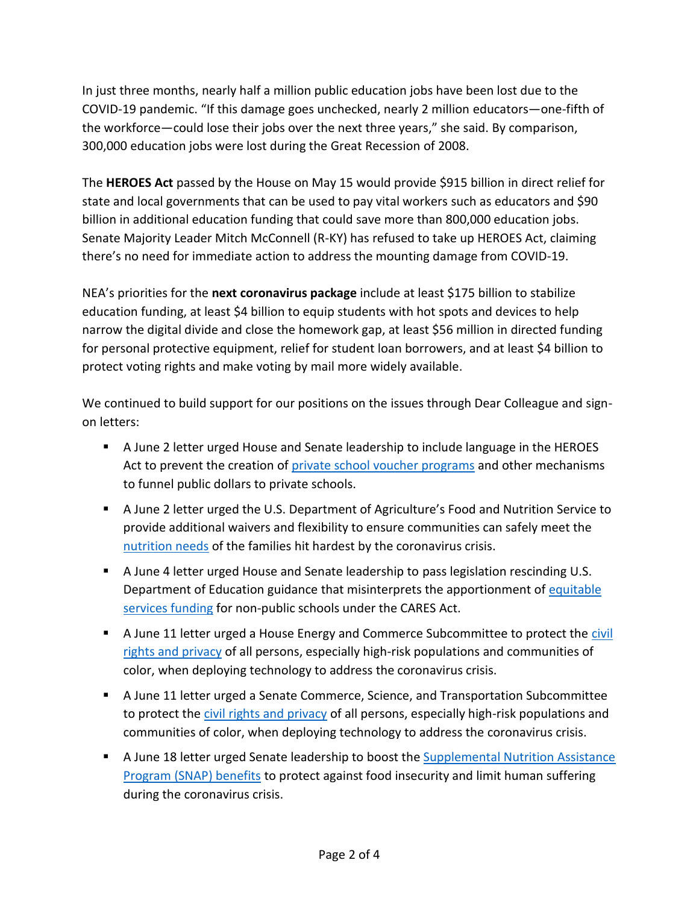In just three months, nearly half a million public education jobs have been lost due to the COVID-19 pandemic. "If this damage goes unchecked, nearly 2 million educators—one-fifth of the workforce—could lose their jobs over the next three years," she said. By comparison, 300,000 education jobs were lost during the Great Recession of 2008.

The **HEROES Act** passed by the House on May 15 would provide $915 billion in direct relief for state and local governments that can be used to pay vital workers such as educators and $90 billion in additional education funding that could save more than 800,000 education jobs. Senate Majority Leader Mitch McConnell (R-KY) has refused to take up HEROES Act, claiming there's no need for immediate action to address the mounting damage from COVID-19.

NEA's priorities for the **next coronavirus package** include at least $175 billion to stabilize education funding, at least $4 billion to equip students with hot spots and devices to help narrow the digital divide and close the homework gap, at least $56 million in directed funding for personal protective equipment, relief for student loan borrowers, and at least $4 billion to protect voting rights and make voting by mail more widely available.

We continued to build support for our positions on the issues through Dear Colleague and sign-on letters:

- A June 2 letter urged House and Senate leadership to include language in the HEROES Act to prevent the creation of private school voucher programs and other mechanisms to funnel public dollars to private schools.
- A June 2 letter urged the U.S. Department of Agriculture's Food and Nutrition Service to provide additional waivers and flexibility to ensure communities can safely meet the nutrition needs of the families hit hardest by the coronavirus crisis.
- A June 4 letter urged House and Senate leadership to pass legislation rescinding U.S. Department of Education guidance that misinterprets the apportionment of equitable services funding for non-public schools under the CARES Act.
- A June 11 letter urged a House Energy and Commerce Subcommittee to protect the civil rights and privacy of all persons, especially high-risk populations and communities of color, when deploying technology to address the coronavirus crisis.
- A June 11 letter urged a Senate Commerce, Science, and Transportation Subcommittee to protect the civil rights and privacy of all persons, especially high-risk populations and communities of color, when deploying technology to address the coronavirus crisis.
- A June 18 letter urged Senate leadership to boost the Supplemental Nutrition Assistance Program (SNAP) benefits to protect against food insecurity and limit human suffering during the coronavirus crisis.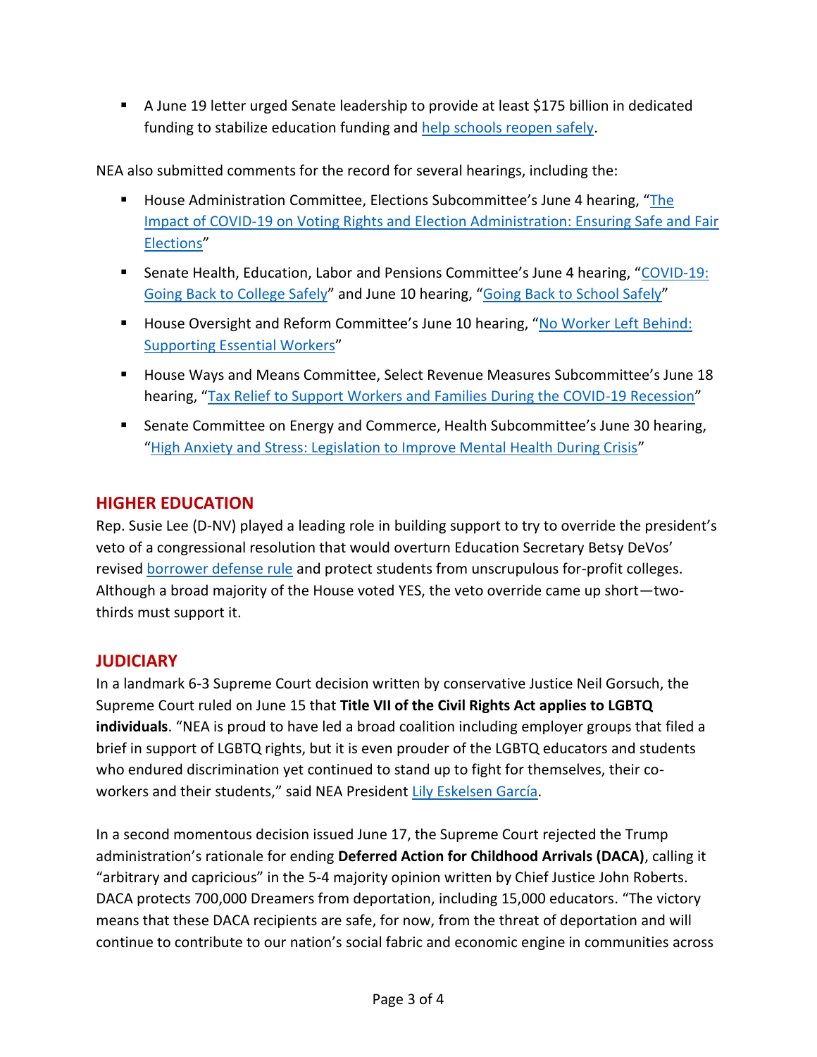- A June 19 letter urged Senate leadership to provide at least $175 billion in dedicated funding to stabilize education funding and help schools reopen safely.

NEA also submitted comments for the record for several hearings, including the:

- House Administration Committee, Elections Subcommittee's June 4 hearing, "The Impact of COVID-19 on Voting Rights and Election Administration: Ensuring Safe and Fair Elections"
- Senate Health, Education, Labor and Pensions Committee's June 4 hearing, "COVID-19: Going Back to College Safely" and June 10 hearing, "Going Back to School Safely"
- House Oversight and Reform Committee's June 10 hearing, "No Worker Left Behind: Supporting Essential Workers"
- House Ways and Means Committee, Select Revenue Measures Subcommittee's June 18 hearing, "Tax Relief to Support Workers and Families During the COVID-19 Recession"
- Senate Committee on Energy and Commerce, Health Subcommittee's June 30 hearing, "High Anxiety and Stress: Legislation to Improve Mental Health During Crisis"

## HIGHER EDUCATION

Rep. Susie Lee (D-NV) played a leading role in building support to try to override the president's veto of a congressional resolution that would overturn Education Secretary Betsy DeVos' revised borrower defense rule and protect students from unscrupulous for-profit colleges. Although a broad majority of the House voted YES, the veto override came up short—two-thirds must support it.

## JUDICIARY

In a landmark 6-3 Supreme Court decision written by conservative Justice Neil Gorsuch, the Supreme Court ruled on June 15 that **Title VII of the Civil Rights Act applies to LGBTQ individuals**. "NEA is proud to have led a broad coalition including employer groups that filed a brief in support of LGBTQ rights, but it is even prouder of the LGBTQ educators and students who endured discrimination yet continued to stand up to fight for themselves, their co-workers and their students," said NEA President Lily Eskelsen García.

In a second momentous decision issued June 17, the Supreme Court rejected the Trump administration's rationale for ending **Deferred Action for Childhood Arrivals (DACA)**, calling it "arbitrary and capricious" in the 5-4 majority opinion written by Chief Justice John Roberts. DACA protects 700,000 Dreamers from deportation, including 15,000 educators. "The victory means that these DACA recipients are safe, for now, from the threat of deportation and will continue to contribute to our nation's social fabric and economic engine in communities across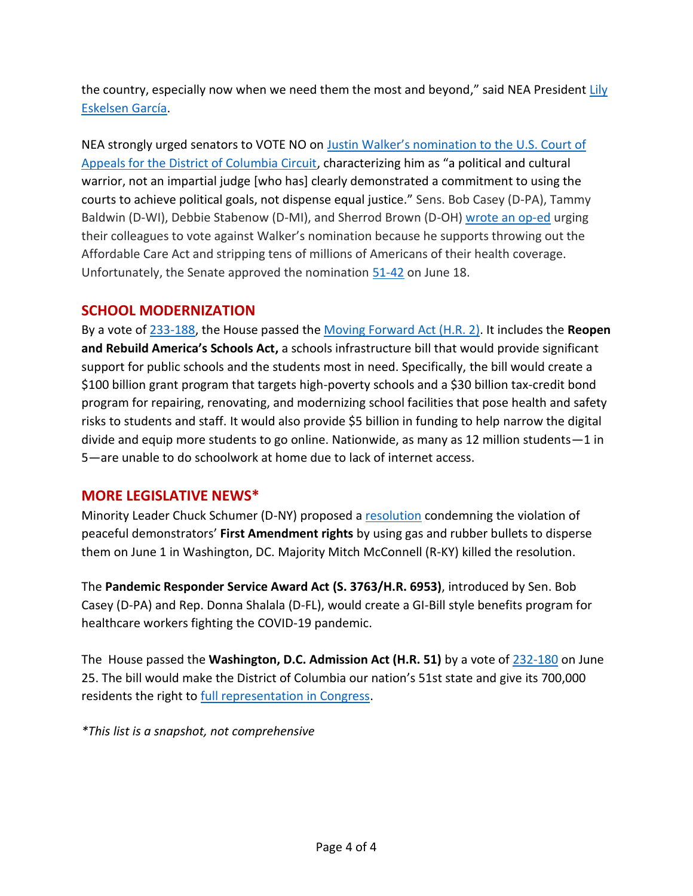the country, especially now when we need them the most and beyond," said NEA President Lily Eskelsen García.

NEA strongly urged senators to VOTE NO on Justin Walker's nomination to the U.S. Court of Appeals for the District of Columbia Circuit, characterizing him as "a political and cultural warrior, not an impartial judge [who has] clearly demonstrated a commitment to using the courts to achieve political goals, not dispense equal justice." Sens. Bob Casey (D-PA), Tammy Baldwin (D-WI), Debbie Stabenow (D-MI), and Sherrod Brown (D-OH) wrote an op-ed urging their colleagues to vote against Walker's nomination because he supports throwing out the Affordable Care Act and stripping tens of millions of Americans of their health coverage. Unfortunately, the Senate approved the nomination 51-42 on June 18.

## SCHOOL MODERNIZATION

By a vote of 233-188, the House passed the Moving Forward Act (H.R. 2). It includes the **Reopen and Rebuild America's Schools Act,** a schools infrastructure bill that would provide significant support for public schools and the students most in need. Specifically, the bill would create a $100 billion grant program that targets high-poverty schools and a $30 billion tax-credit bond program for repairing, renovating, and modernizing school facilities that pose health and safety risks to students and staff. It would also provide $5 billion in funding to help narrow the digital divide and equip more students to go online. Nationwide, as many as 12 million students—1 in 5—are unable to do schoolwork at home due to lack of internet access.

## MORE LEGISLATIVE NEWS*

Minority Leader Chuck Schumer (D-NY) proposed a resolution condemning the violation of peaceful demonstrators' **First Amendment rights** by using gas and rubber bullets to disperse them on June 1 in Washington, DC. Majority Mitch McConnell (R-KY) killed the resolution.

The **Pandemic Responder Service Award Act (S. 3763/H.R. 6953)**, introduced by Sen. Bob Casey (D-PA) and Rep. Donna Shalala (D-FL), would create a GI-Bill style benefits program for healthcare workers fighting the COVID-19 pandemic.

The House passed the **Washington, D.C. Admission Act (H.R. 51)** by a vote of 232-180 on June 25. The bill would make the District of Columbia our nation's 51st state and give its 700,000 residents the right to full representation in Congress.

*\*This list is a snapshot, not comprehensive*